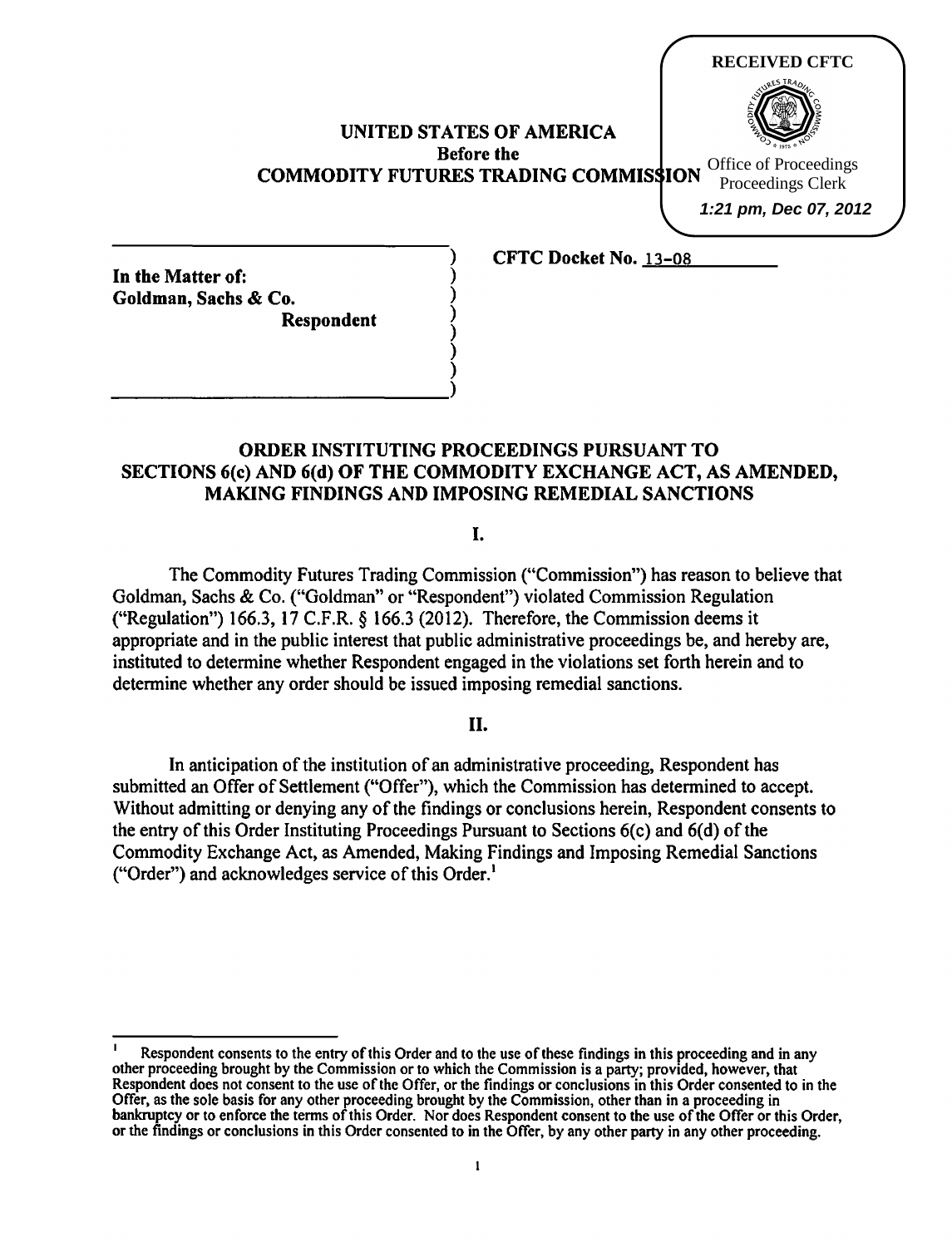RECEIVED CFTC

Office of Proceedings
Proceedings Clerk

*1:21 pm, Dec 07, 2012*

**UNITED STATES OF AMERICA**
**Before the**
**COMMODITY FUTURES TRADING COMMISSION**

| | |
|---|---|
| **In the Matter of:** **Goldman, Sachs & Co.** **Respondent** | **CFTC Docket No.** 13-08 |

## ORDER INSTITUTING PROCEEDINGS PURSUANT TO SECTIONS 6(c) AND 6(d) OF THE COMMODITY EXCHANGE ACT, AS AMENDED, MAKING FINDINGS AND IMPOSING REMEDIAL SANCTIONS

### I.

The Commodity Futures Trading Commission ("Commission") has reason to believe that Goldman, Sachs & Co. ("Goldman" or "Respondent") violated Commission Regulation ("Regulation") 166.3, 17 C.F.R. § 166.3 (2012). Therefore, the Commission deems it appropriate and in the public interest that public administrative proceedings be, and hereby are, instituted to determine whether Respondent engaged in the violations set forth herein and to determine whether any order should be issued imposing remedial sanctions.

### II.

In anticipation of the institution of an administrative proceeding, Respondent has submitted an Offer of Settlement ("Offer"), which the Commission has determined to accept. Without admitting or denying any of the findings or conclusions herein, Respondent consents to the entry of this Order Instituting Proceedings Pursuant to Sections 6(c) and 6(d) of the Commodity Exchange Act, as Amended, Making Findings and Imposing Remedial Sanctions ("Order") and acknowledges service of this Order.[1]

---

[1] Respondent consents to the entry of this Order and to the use of these findings in this proceeding and in any other proceeding brought by the Commission or to which the Commission is a party; provided, however, that Respondent does not consent to the use of the Offer, or the findings or conclusions in this Order consented to in the Offer, as the sole basis for any other proceeding brought by the Commission, other than in a proceeding in bankruptcy or to enforce the terms of this Order. Nor does Respondent consent to the use of the Offer or this Order, or the findings or conclusions in this Order consented to in the Offer, by any other party in any other proceeding.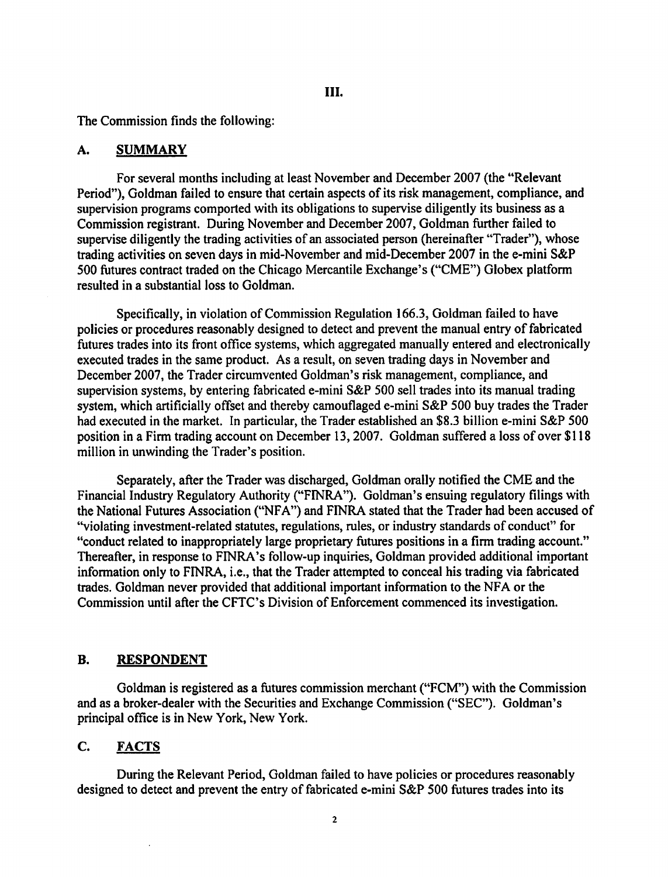# III.

The Commission finds the following:

## A. SUMMARY

For several months including at least November and December 2007 (the "Relevant Period"), Goldman failed to ensure that certain aspects of its risk management, compliance, and supervision programs comported with its obligations to supervise diligently its business as a Commission registrant. During November and December 2007, Goldman further failed to supervise diligently the trading activities of an associated person (hereinafter "Trader"), whose trading activities on seven days in mid-November and mid-December 2007 in the e-mini S&P 500 futures contract traded on the Chicago Mercantile Exchange's ("CME") Globex platform resulted in a substantial loss to Goldman.

Specifically, in violation of Commission Regulation 166.3, Goldman failed to have policies or procedures reasonably designed to detect and prevent the manual entry of fabricated futures trades into its front office systems, which aggregated manually entered and electronically executed trades in the same product. As a result, on seven trading days in November and December 2007, the Trader circumvented Goldman's risk management, compliance, and supervision systems, by entering fabricated e-mini S&P 500 sell trades into its manual trading system, which artificially offset and thereby camouflaged e-mini S&P 500 buy trades the Trader had executed in the market. In particular, the Trader established an $8.3 billion e-mini S&P 500 position in a Firm trading account on December 13, 2007. Goldman suffered a loss of over $118 million in unwinding the Trader's position.

Separately, after the Trader was discharged, Goldman orally notified the CME and the Financial Industry Regulatory Authority ("FINRA"). Goldman's ensuing regulatory filings with the National Futures Association ("NFA") and FINRA stated that the Trader had been accused of "violating investment-related statutes, regulations, rules, or industry standards of conduct" for "conduct related to inappropriately large proprietary futures positions in a firm trading account." Thereafter, in response to FINRA's follow-up inquiries, Goldman provided additional important information only to FINRA, i.e., that the Trader attempted to conceal his trading via fabricated trades. Goldman never provided that additional important information to the NFA or the Commission until after the CFTC's Division of Enforcement commenced its investigation.

## B. RESPONDENT

Goldman is registered as a futures commission merchant ("FCM") with the Commission and as a broker-dealer with the Securities and Exchange Commission ("SEC"). Goldman's principal office is in New York, New York.

## C. FACTS

During the Relevant Period, Goldman failed to have policies or procedures reasonably designed to detect and prevent the entry of fabricated e-mini S&P 500 futures trades into its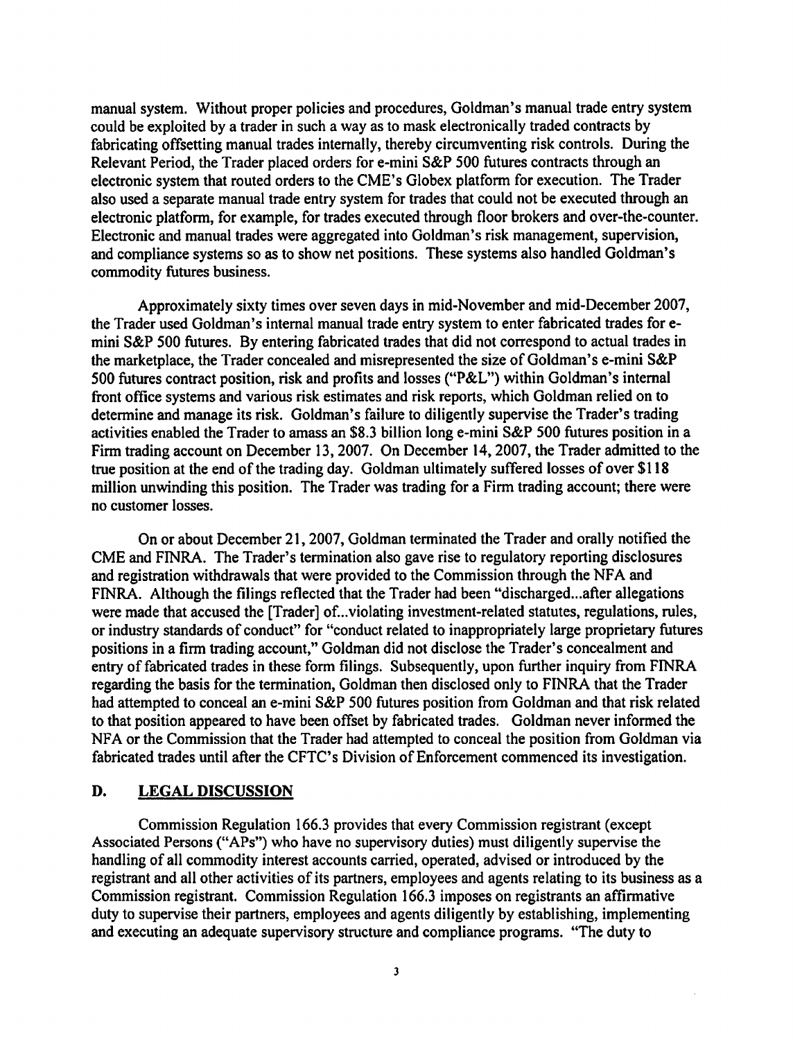manual system. Without proper policies and procedures, Goldman's manual trade entry system could be exploited by a trader in such a way as to mask electronically traded contracts by fabricating offsetting manual trades internally, thereby circumventing risk controls. During the Relevant Period, the Trader placed orders for e-mini S&P 500 futures contracts through an electronic system that routed orders to the CME's Globex platform for execution. The Trader also used a separate manual trade entry system for trades that could not be executed through an electronic platform, for example, for trades executed through floor brokers and over-the-counter. Electronic and manual trades were aggregated into Goldman's risk management, supervision, and compliance systems so as to show net positions. These systems also handled Goldman's commodity futures business.

Approximately sixty times over seven days in mid-November and mid-December 2007, the Trader used Goldman's internal manual trade entry system to enter fabricated trades for e-mini S&P 500 futures. By entering fabricated trades that did not correspond to actual trades in the marketplace, the Trader concealed and misrepresented the size of Goldman's e-mini S&P 500 futures contract position, risk and profits and losses ("P&L") within Goldman's internal front office systems and various risk estimates and risk reports, which Goldman relied on to determine and manage its risk. Goldman's failure to diligently supervise the Trader's trading activities enabled the Trader to amass an $8.3 billion long e-mini S&P 500 futures position in a Firm trading account on December 13, 2007. On December 14, 2007, the Trader admitted to the true position at the end of the trading day. Goldman ultimately suffered losses of over $118 million unwinding this position. The Trader was trading for a Firm trading account; there were no customer losses.

On or about December 21, 2007, Goldman terminated the Trader and orally notified the CME and FINRA. The Trader's termination also gave rise to regulatory reporting disclosures and registration withdrawals that were provided to the Commission through the NFA and FINRA. Although the filings reflected that the Trader had been "discharged...after allegations were made that accused the [Trader] of...violating investment-related statutes, regulations, rules, or industry standards of conduct" for "conduct related to inappropriately large proprietary futures positions in a firm trading account," Goldman did not disclose the Trader's concealment and entry of fabricated trades in these form filings. Subsequently, upon further inquiry from FINRA regarding the basis for the termination, Goldman then disclosed only to FINRA that the Trader had attempted to conceal an e-mini S&P 500 futures position from Goldman and that risk related to that position appeared to have been offset by fabricated trades. Goldman never informed the NFA or the Commission that the Trader had attempted to conceal the position from Goldman via fabricated trades until after the CFTC's Division of Enforcement commenced its investigation.

## D. LEGAL DISCUSSION

Commission Regulation 166.3 provides that every Commission registrant (except Associated Persons ("APs") who have no supervisory duties) must diligently supervise the handling of all commodity interest accounts carried, operated, advised or introduced by the registrant and all other activities of its partners, employees and agents relating to its business as a Commission registrant. Commission Regulation 166.3 imposes on registrants an affirmative duty to supervise their partners, employees and agents diligently by establishing, implementing and executing an adequate supervisory structure and compliance programs. "The duty to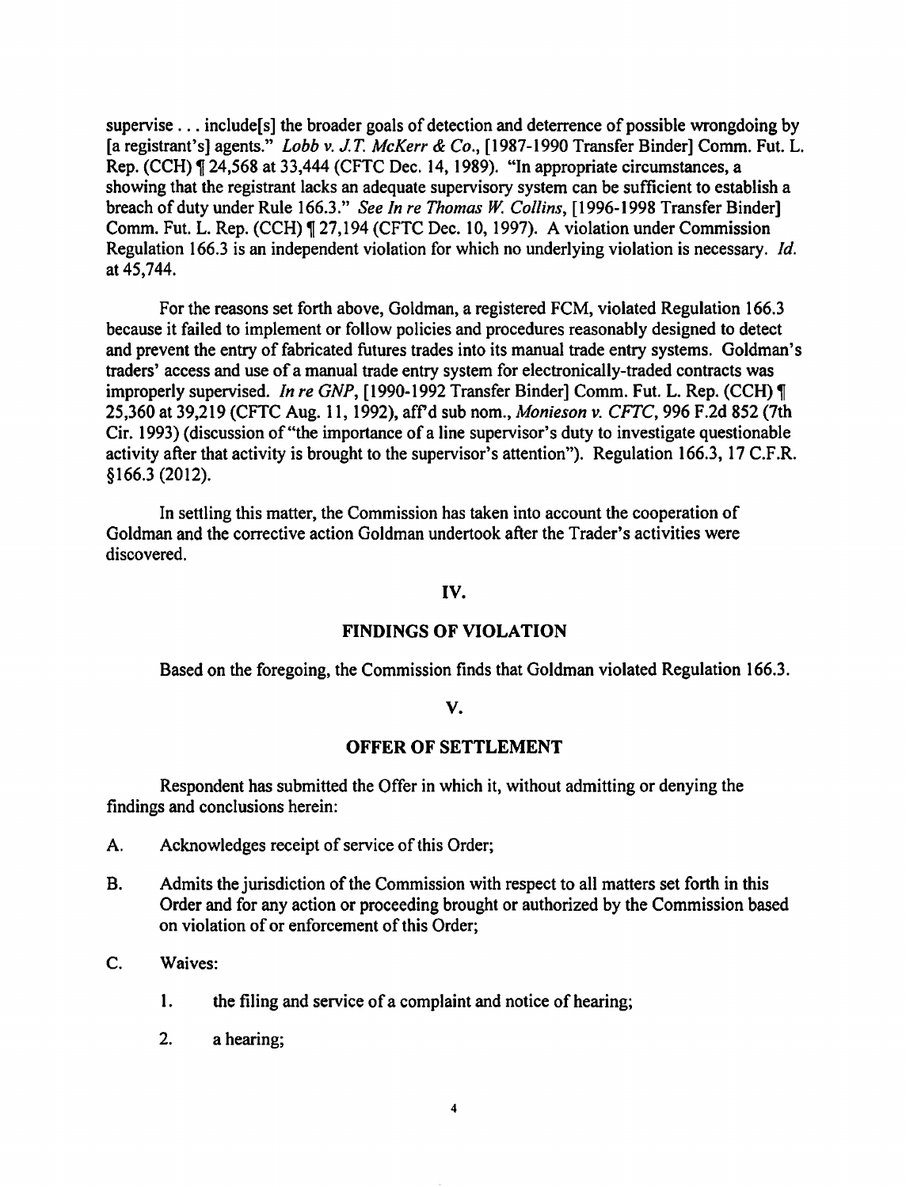supervise . . . include[s] the broader goals of detection and deterrence of possible wrongdoing by [a registrant's] agents." *Lobb v. J.T. McKerr & Co.*, [1987-1990 Transfer Binder] Comm. Fut. L. Rep. (CCH) ¶ 24,568 at 33,444 (CFTC Dec. 14, 1989). "In appropriate circumstances, a showing that the registrant lacks an adequate supervisory system can be sufficient to establish a breach of duty under Rule 166.3." *See In re Thomas W. Collins*, [1996-1998 Transfer Binder] Comm. Fut. L. Rep. (CCH) ¶ 27,194 (CFTC Dec. 10, 1997). A violation under Commission Regulation 166.3 is an independent violation for which no underlying violation is necessary. *Id.* at 45,744.

For the reasons set forth above, Goldman, a registered FCM, violated Regulation 166.3 because it failed to implement or follow policies and procedures reasonably designed to detect and prevent the entry of fabricated futures trades into its manual trade entry systems. Goldman's traders' access and use of a manual trade entry system for electronically-traded contracts was improperly supervised. *In re GNP*, [1990-1992 Transfer Binder] Comm. Fut. L. Rep. (CCH) ¶ 25,360 at 39,219 (CFTC Aug. 11, 1992), aff'd sub nom., *Monieson v. CFTC*, 996 F.2d 852 (7th Cir. 1993) (discussion of "the importance of a line supervisor's duty to investigate questionable activity after that activity is brought to the supervisor's attention"). Regulation 166.3, 17 C.F.R. §166.3 (2012).

In settling this matter, the Commission has taken into account the cooperation of Goldman and the corrective action Goldman undertook after the Trader's activities were discovered.

## IV.

## FINDINGS OF VIOLATION

Based on the foregoing, the Commission finds that Goldman violated Regulation 166.3.

## V.

## OFFER OF SETTLEMENT

Respondent has submitted the Offer in which it, without admitting or denying the findings and conclusions herein:

A. Acknowledges receipt of service of this Order;

B. Admits the jurisdiction of the Commission with respect to all matters set forth in this Order and for any action or proceeding brought or authorized by the Commission based on violation of or enforcement of this Order;

C. Waives:

1. the filing and service of a complaint and notice of hearing;

2. a hearing;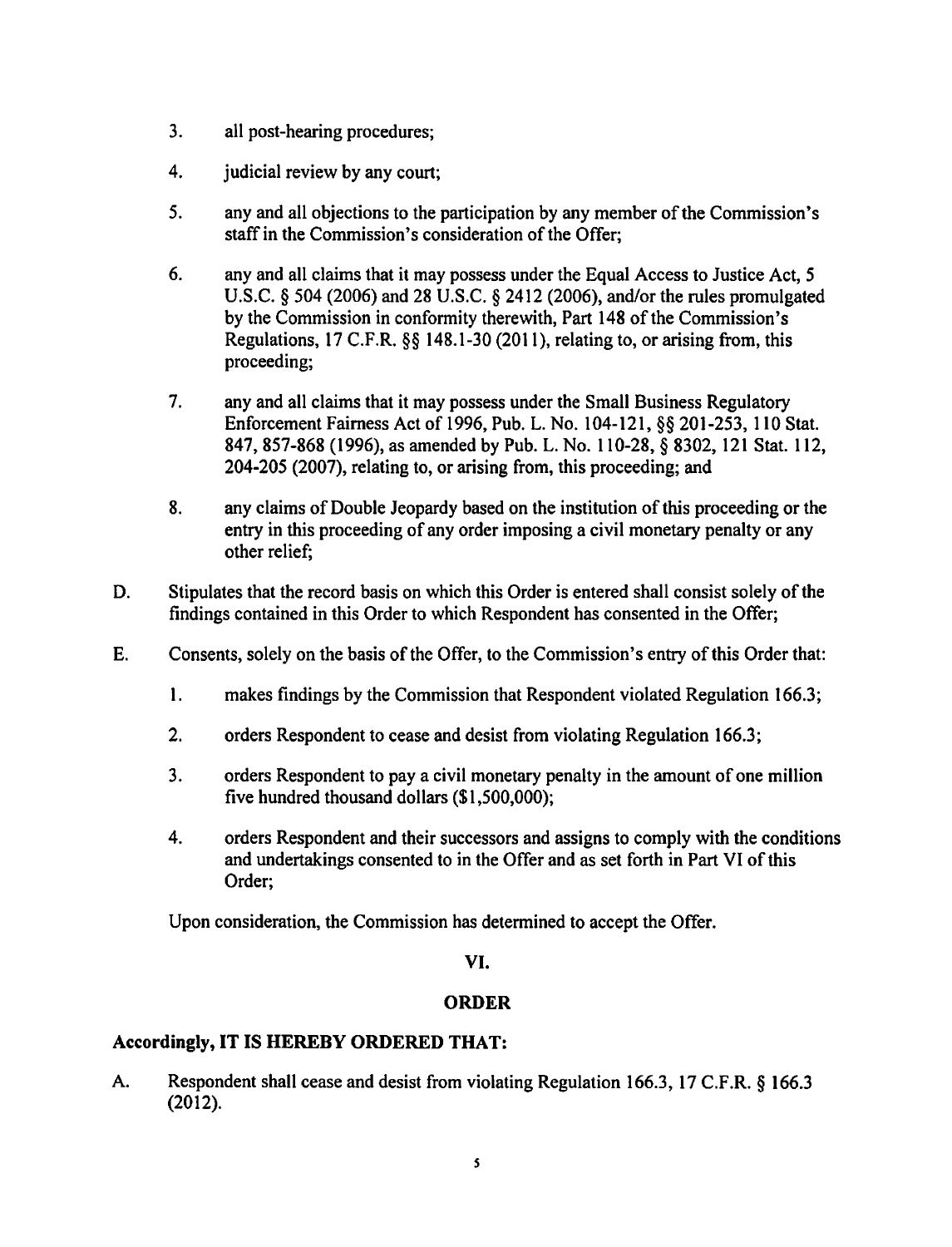3. all post-hearing procedures;

4. judicial review by any court;

5. any and all objections to the participation by any member of the Commission's staff in the Commission's consideration of the Offer;

6. any and all claims that it may possess under the Equal Access to Justice Act, 5 U.S.C. § 504 (2006) and 28 U.S.C. § 2412 (2006), and/or the rules promulgated by the Commission in conformity therewith, Part 148 of the Commission's Regulations, 17 C.F.R. §§ 148.1-30 (2011), relating to, or arising from, this proceeding;

7. any and all claims that it may possess under the Small Business Regulatory Enforcement Fairness Act of 1996, Pub. L. No. 104-121, §§ 201-253, 110 Stat. 847, 857-868 (1996), as amended by Pub. L. No. 110-28, § 8302, 121 Stat. 112, 204-205 (2007), relating to, or arising from, this proceeding; and

8. any claims of Double Jeopardy based on the institution of this proceeding or the entry in this proceeding of any order imposing a civil monetary penalty or any other relief;

D. Stipulates that the record basis on which this Order is entered shall consist solely of the findings contained in this Order to which Respondent has consented in the Offer;

E. Consents, solely on the basis of the Offer, to the Commission's entry of this Order that:

1. makes findings by the Commission that Respondent violated Regulation 166.3;

2. orders Respondent to cease and desist from violating Regulation 166.3;

3. orders Respondent to pay a civil monetary penalty in the amount of one million five hundred thousand dollars ($1,500,000);

4. orders Respondent and their successors and assigns to comply with the conditions and undertakings consented to in the Offer and as set forth in Part VI of this Order;

Upon consideration, the Commission has determined to accept the Offer.

## VI.

## ORDER

**Accordingly, IT IS HEREBY ORDERED THAT:**

A. Respondent shall cease and desist from violating Regulation 166.3, 17 C.F.R. § 166.3 (2012).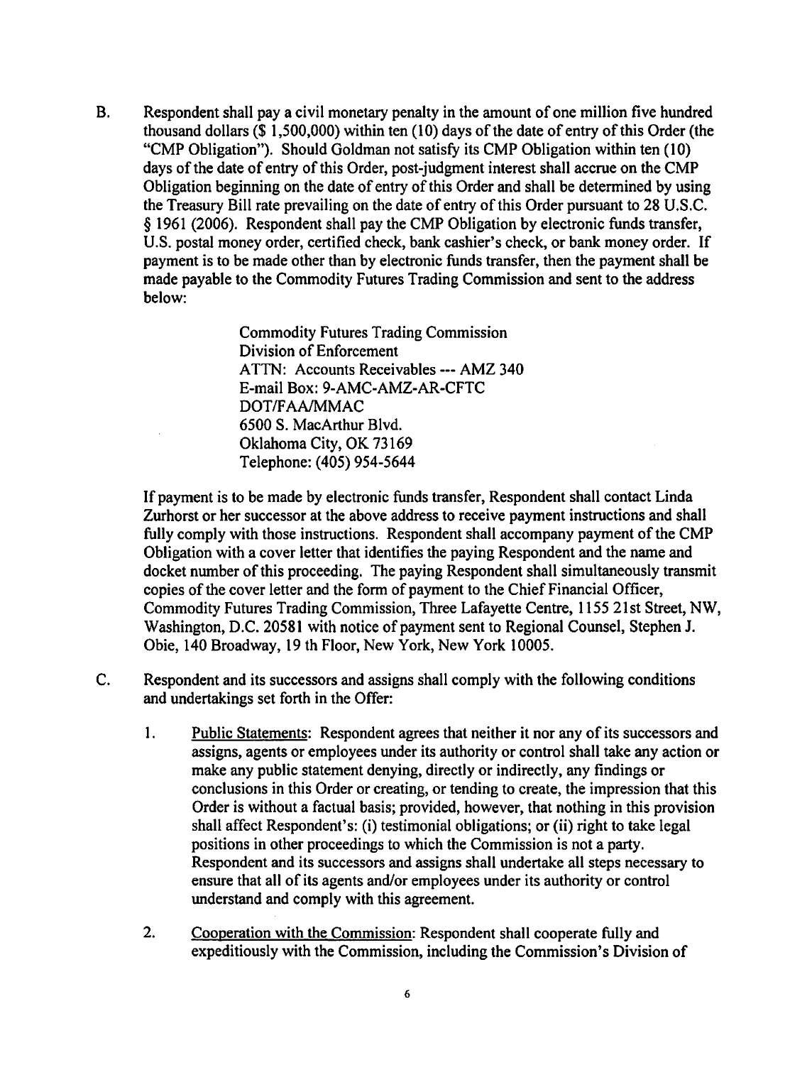B. Respondent shall pay a civil monetary penalty in the amount of one million five hundred thousand dollars ($ 1,500,000) within ten (10) days of the date of entry of this Order (the "CMP Obligation"). Should Goldman not satisfy its CMP Obligation within ten (10) days of the date of entry of this Order, post-judgment interest shall accrue on the CMP Obligation beginning on the date of entry of this Order and shall be determined by using the Treasury Bill rate prevailing on the date of entry of this Order pursuant to 28 U.S.C. § 1961 (2006). Respondent shall pay the CMP Obligation by electronic funds transfer, U.S. postal money order, certified check, bank cashier's check, or bank money order. If payment is to be made other than by electronic funds transfer, then the payment shall be made payable to the Commodity Futures Trading Commission and sent to the address below:

   Commodity Futures Trading Commission
   Division of Enforcement
   ATTN: Accounts Receivables --- AMZ 340
   E-mail Box: 9-AMC-AMZ-AR-CFTC
   DOT/FAA/MMAC
   6500 S. MacArthur Blvd.
   Oklahoma City, OK 73169
   Telephone: (405) 954-5644

   If payment is to be made by electronic funds transfer, Respondent shall contact Linda Zurhorst or her successor at the above address to receive payment instructions and shall fully comply with those instructions. Respondent shall accompany payment of the CMP Obligation with a cover letter that identifies the paying Respondent and the name and docket number of this proceeding. The paying Respondent shall simultaneously transmit copies of the cover letter and the form of payment to the Chief Financial Officer, Commodity Futures Trading Commission, Three Lafayette Centre, 1155 21st Street, NW, Washington, D.C. 20581 with notice of payment sent to Regional Counsel, Stephen J. Obie, 140 Broadway, 19 th Floor, New York, New York 10005.

C. Respondent and its successors and assigns shall comply with the following conditions and undertakings set forth in the Offer:

   1. Public Statements: Respondent agrees that neither it nor any of its successors and assigns, agents or employees under its authority or control shall take any action or make any public statement denying, directly or indirectly, any findings or conclusions in this Order or creating, or tending to create, the impression that this Order is without a factual basis; provided, however, that nothing in this provision shall affect Respondent's: (i) testimonial obligations; or (ii) right to take legal positions in other proceedings to which the Commission is not a party. Respondent and its successors and assigns shall undertake all steps necessary to ensure that all of its agents and/or employees under its authority or control understand and comply with this agreement.

   2. Cooperation with the Commission: Respondent shall cooperate fully and expeditiously with the Commission, including the Commission's Division of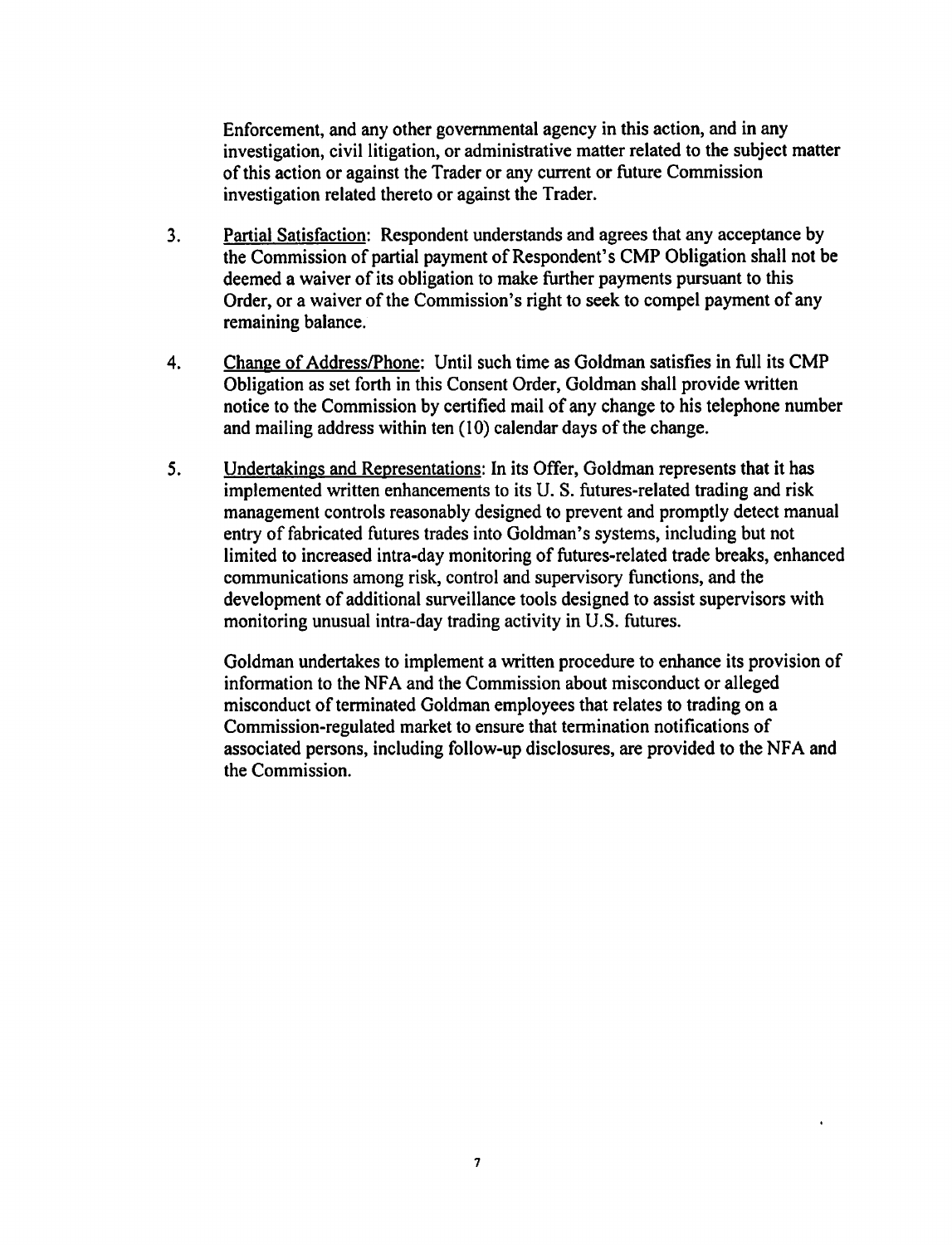Enforcement, and any other governmental agency in this action, and in any investigation, civil litigation, or administrative matter related to the subject matter of this action or against the Trader or any current or future Commission investigation related thereto or against the Trader.

3. <u>Partial Satisfaction</u>: Respondent understands and agrees that any acceptance by the Commission of partial payment of Respondent's CMP Obligation shall not be deemed a waiver of its obligation to make further payments pursuant to this Order, or a waiver of the Commission's right to seek to compel payment of any remaining balance.

4. <u>Change of Address/Phone</u>: Until such time as Goldman satisfies in full its CMP Obligation as set forth in this Consent Order, Goldman shall provide written notice to the Commission by certified mail of any change to his telephone number and mailing address within ten (10) calendar days of the change.

5. <u>Undertakings and Representations</u>: In its Offer, Goldman represents that it has implemented written enhancements to its U. S. futures-related trading and risk management controls reasonably designed to prevent and promptly detect manual entry of fabricated futures trades into Goldman's systems, including but not limited to increased intra-day monitoring of futures-related trade breaks, enhanced communications among risk, control and supervisory functions, and the development of additional surveillance tools designed to assist supervisors with monitoring unusual intra-day trading activity in U.S. futures.

   Goldman undertakes to implement a written procedure to enhance its provision of information to the NFA and the Commission about misconduct or alleged misconduct of terminated Goldman employees that relates to trading on a Commission-regulated market to ensure that termination notifications of associated persons, including follow-up disclosures, are provided to the NFA and the Commission.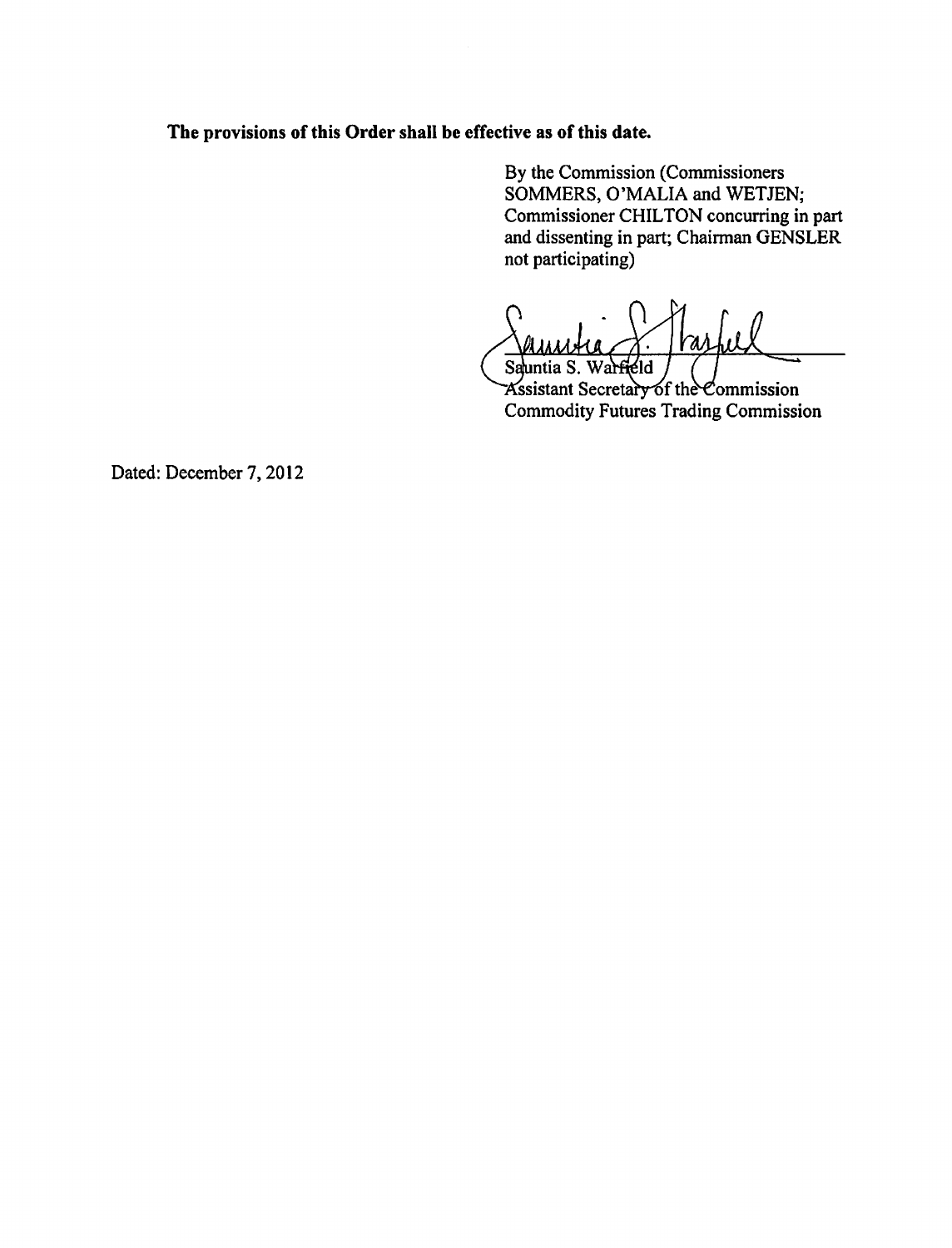**The provisions of this Order shall be effective as of this date.**

By the Commission (Commissioners SOMMERS, O'MALIA and WETJEN; Commissioner CHILTON concurring in part and dissenting in part; Chairman GENSLER not participating)

Sauntia S. Warfield
Assistant Secretary of the Commission
Commodity Futures Trading Commission

Dated: December 7, 2012